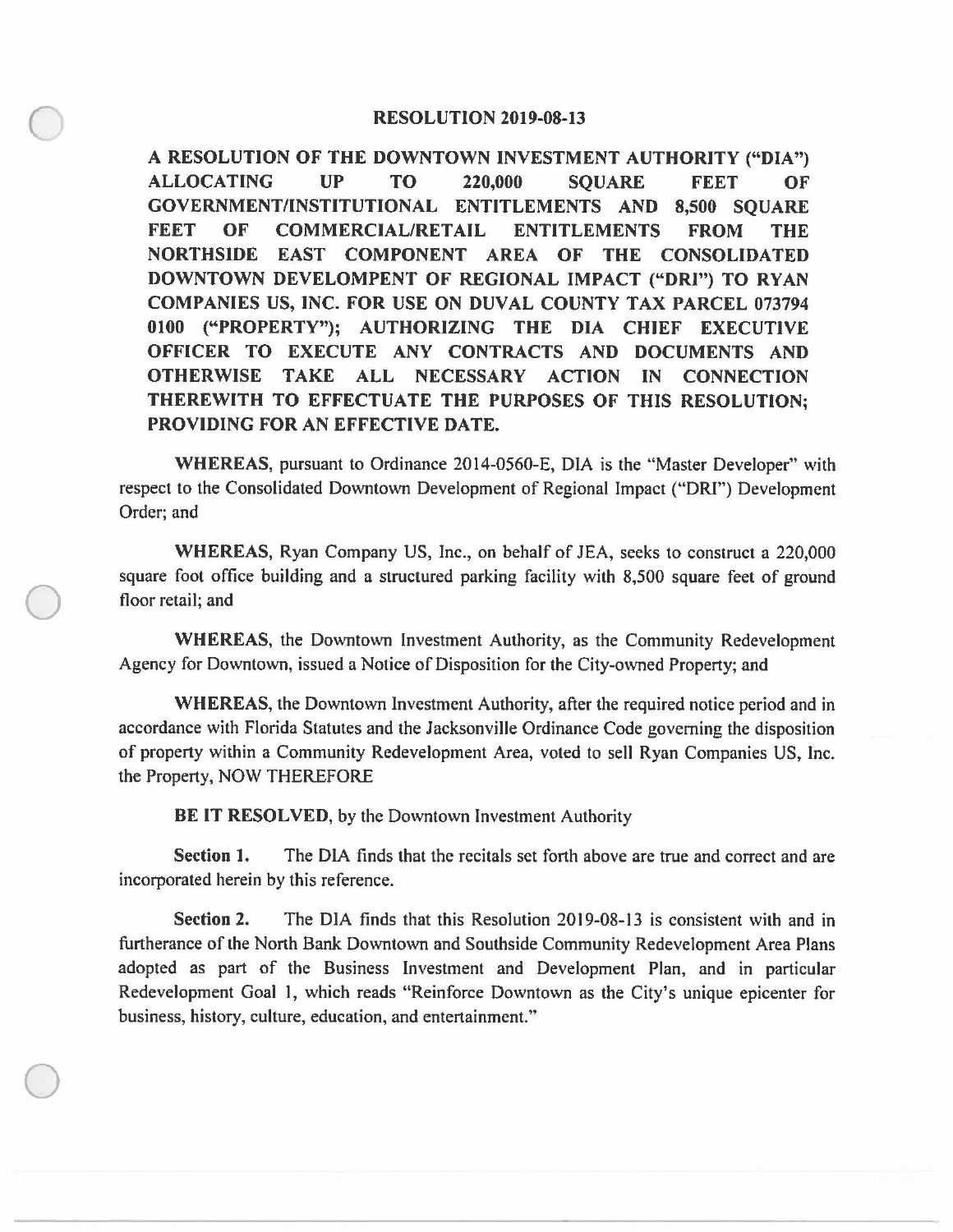# RESOLUTION 2019-08-13

**A RESOLUTION OF THE DOWNTOWN INVESTMENT AUTHORITY ("DIA") ALLOCATING UP TO 220,000 SQUARE FEET OF GOVERNMENT/INSTITUTIONAL ENTITLEMENTS AND 8,500 SQUARE FEET OF COMMERCIAL/RETAIL ENTITLEMENTS FROM THE NORTHSIDE EAST COMPONENT AREA OF THE CONSOLIDATED DOWNTOWN DEVELOMPENT OF REGIONAL IMPACT ("DRI") TO RYAN COMPANIES US, INC. FOR USE ON DUVAL COUNTY TAX PARCEL 073794 0100 ("PROPERTY"); AUTHORIZING THE DIA CHIEF EXECUTIVE OFFICER TO EXECUTE ANY CONTRACTS AND DOCUMENTS AND OTHERWISE TAKE ALL NECESSARY ACTION IN CONNECTION THEREWITH TO EFFECTUATE THE PURPOSES OF THIS RESOLUTION; PROVIDING FOR AN EFFECTIVE DATE.**

**WHEREAS**, pursuant to Ordinance 2014-0560-E, DIA is the "Master Developer" with respect to the Consolidated Downtown Development of Regional Impact ("DRI") Development Order; and

**WHEREAS**, Ryan Company US, Inc., on behalf of JEA, seeks to construct a 220,000 square foot office building and a structured parking facility with 8,500 square feet of ground floor retail; and

**WHEREAS**, the Downtown Investment Authority, as the Community Redevelopment Agency for Downtown, issued a Notice of Disposition for the City-owned Property; and

**WHEREAS**, the Downtown Investment Authority, after the required notice period and in accordance with Florida Statutes and the Jacksonville Ordinance Code governing the disposition of property within a Community Redevelopment Area, voted to sell Ryan Companies US, Inc. the Property, NOW THEREFORE

**BE IT RESOLVED**, by the Downtown Investment Authority

**Section 1.** The DIA finds that the recitals set forth above are true and correct and are incorporated herein by this reference.

**Section 2.** The DIA finds that this Resolution 2019-08-13 is consistent with and in furtherance of the North Bank Downtown and Southside Community Redevelopment Area Plans adopted as part of the Business Investment and Development Plan, and in particular Redevelopment Goal 1, which reads "Reinforce Downtown as the City's unique epicenter for business, history, culture, education, and entertainment."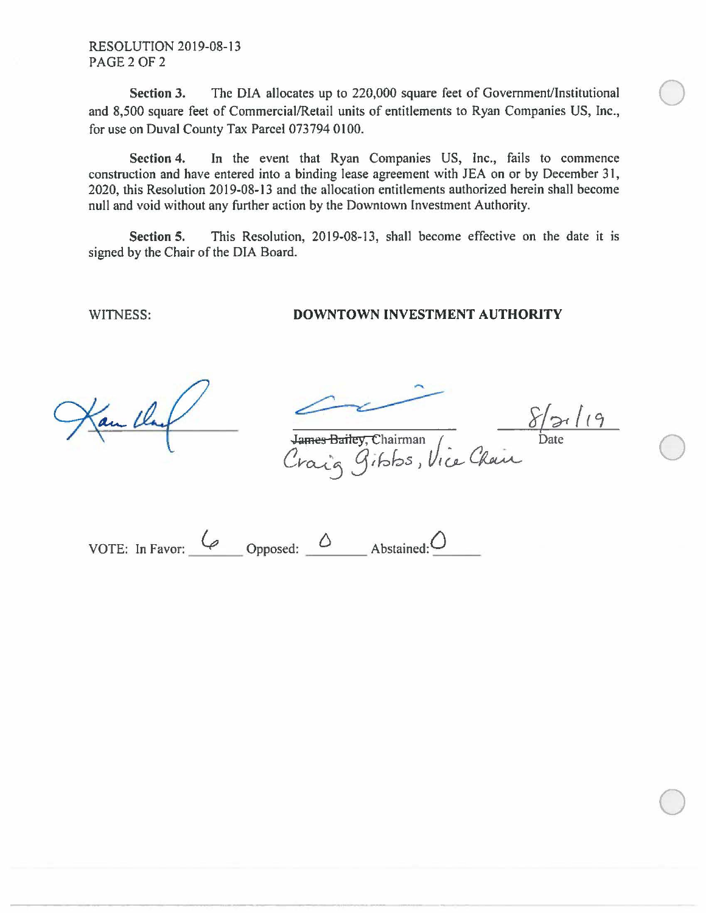**Section 3.** The DIA allocates up to 220,000 square feet of Government/Institutional and 8,500 square feet of Commercial/Retail units of entitlements to Ryan Companies US, Inc., for use on Duval County Tax Parcel 073794 0100.

**Section 4.** In the event that Ryan Companies US, Inc., fails to commence construction and have entered into a binding lease agreement with JEA on or by December 31, 2020, this Resolution 2019-08-13 and the allocation entitlements authorized herein shall become null and void without any further action by the Downtown Investment Authority.

**Section 5.** This Resolution, 2019-08-13, shall become effective on the date it is signed by the Chair of the DIA Board.

WITNESS: **DOWNTOWN INVESTMENT AUTHORITY**

~~James Bailey,~~ Chairman — Craig Gibbs, Vice Chair

Date: 8/21/19

VOTE: In Favor: 6 Opposed: 0 Abstained: 0